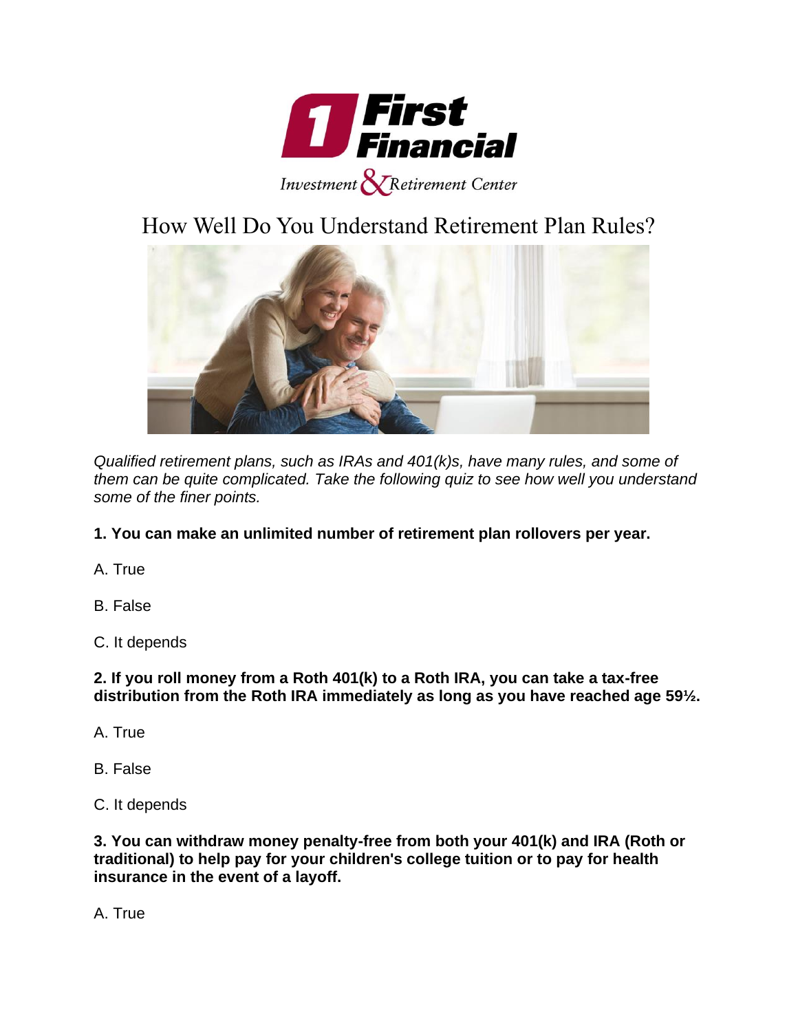# First Financial

Investment & Retirement Center

## How Well Do You Understand Retirement Plan Rules?

*Qualified retirement plans, such as IRAs and 401(k)s, have many rules, and some of them can be quite complicated. Take the following quiz to see how well you understand some of the finer points.*

**1. You can make an unlimited number of retirement plan rollovers per year.**

A. True

B. False

C. It depends

**2. If you roll money from a Roth 401(k) to a Roth IRA, you can take a tax-free distribution from the Roth IRA immediately as long as you have reached age 59½.**

A. True

B. False

C. It depends

**3. You can withdraw money penalty-free from both your 401(k) and IRA (Roth or traditional) to help pay for your children's college tuition or to pay for health insurance in the event of a layoff.**

A. True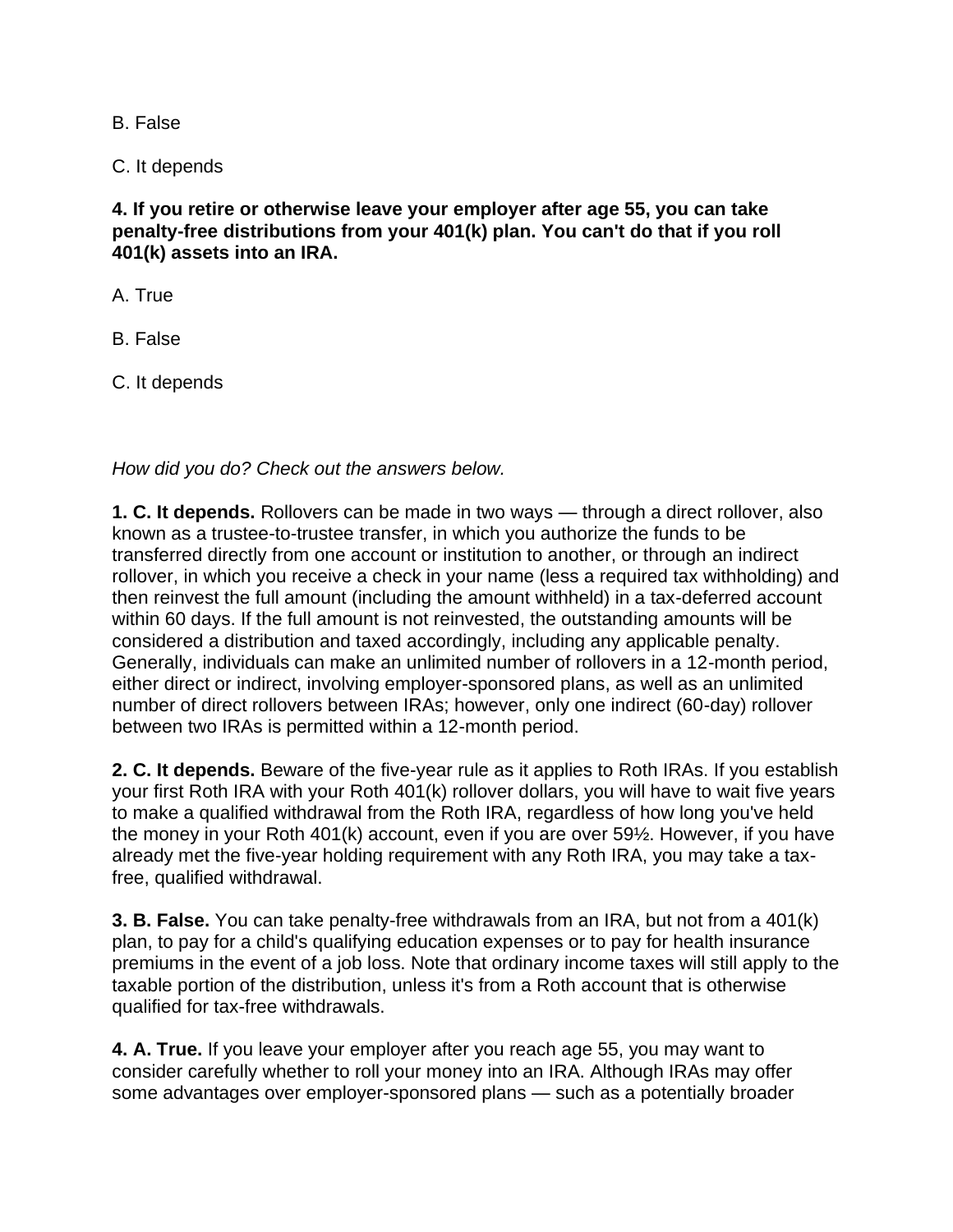B. False

C. It depends

**4. If you retire or otherwise leave your employer after age 55, you can take penalty-free distributions from your 401(k) plan. You can't do that if you roll 401(k) assets into an IRA.**

A. True

B. False

C. It depends

*How did you do? Check out the answers below.*

**1. C. It depends.** Rollovers can be made in two ways — through a direct rollover, also known as a trustee-to-trustee transfer, in which you authorize the funds to be transferred directly from one account or institution to another, or through an indirect rollover, in which you receive a check in your name (less a required tax withholding) and then reinvest the full amount (including the amount withheld) in a tax-deferred account within 60 days. If the full amount is not reinvested, the outstanding amounts will be considered a distribution and taxed accordingly, including any applicable penalty. Generally, individuals can make an unlimited number of rollovers in a 12-month period, either direct or indirect, involving employer-sponsored plans, as well as an unlimited number of direct rollovers between IRAs; however, only one indirect (60-day) rollover between two IRAs is permitted within a 12-month period.

**2. C. It depends.** Beware of the five-year rule as it applies to Roth IRAs. If you establish your first Roth IRA with your Roth 401(k) rollover dollars, you will have to wait five years to make a qualified withdrawal from the Roth IRA, regardless of how long you've held the money in your Roth 401(k) account, even if you are over 59½. However, if you have already met the five-year holding requirement with any Roth IRA, you may take a tax-free, qualified withdrawal.

**3. B. False.** You can take penalty-free withdrawals from an IRA, but not from a 401(k) plan, to pay for a child's qualifying education expenses or to pay for health insurance premiums in the event of a job loss. Note that ordinary income taxes will still apply to the taxable portion of the distribution, unless it's from a Roth account that is otherwise qualified for tax-free withdrawals.

**4. A. True.** If you leave your employer after you reach age 55, you may want to consider carefully whether to roll your money into an IRA. Although IRAs may offer some advantages over employer-sponsored plans — such as a potentially broader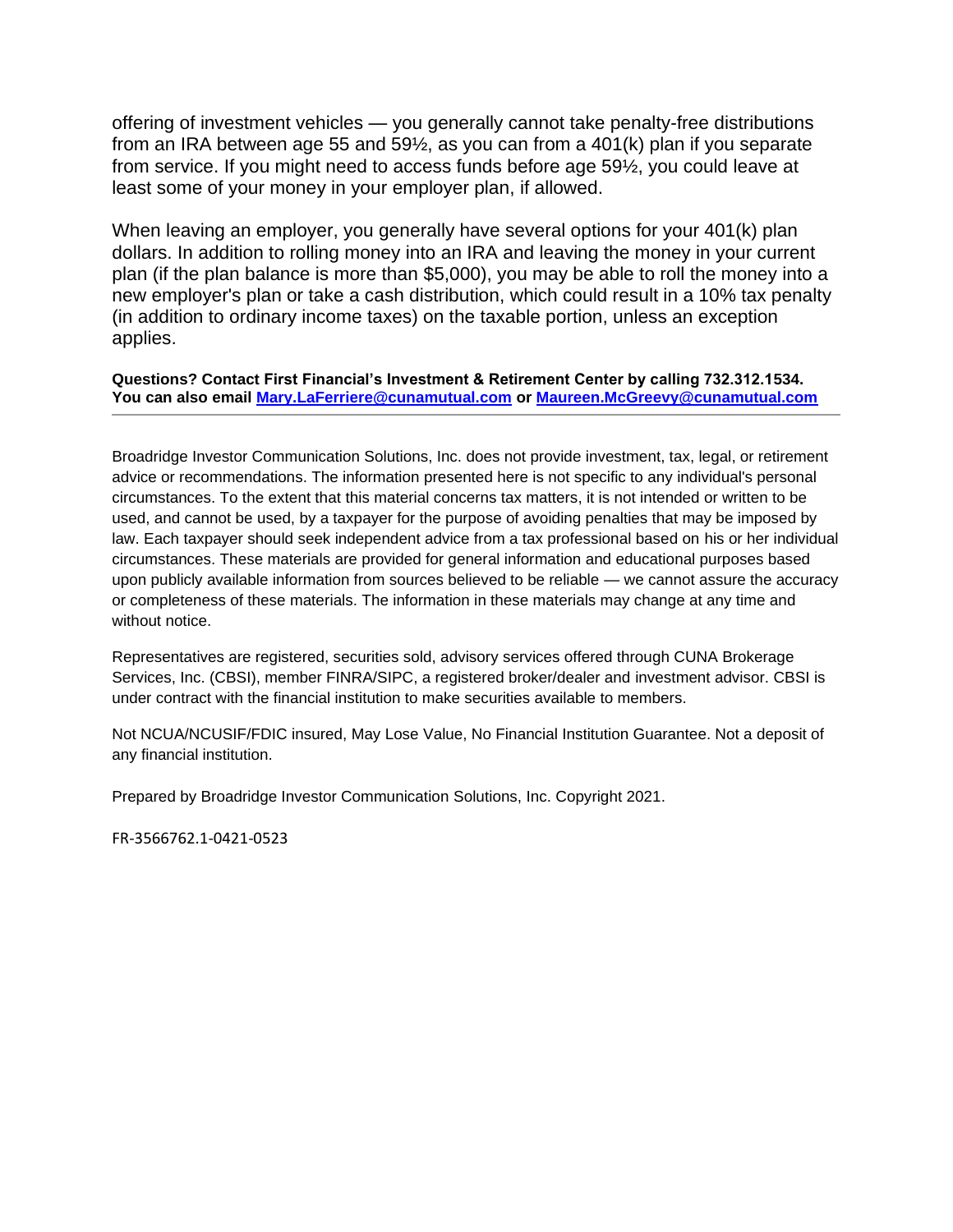offering of investment vehicles — you generally cannot take penalty-free distributions from an IRA between age 55 and 59½, as you can from a 401(k) plan if you separate from service. If you might need to access funds before age 59½, you could leave at least some of your money in your employer plan, if allowed.

When leaving an employer, you generally have several options for your 401(k) plan dollars. In addition to rolling money into an IRA and leaving the money in your current plan (if the plan balance is more than $5,000), you may be able to roll the money into a new employer's plan or take a cash distribution, which could result in a 10% tax penalty (in addition to ordinary income taxes) on the taxable portion, unless an exception applies.

**Questions? Contact First Financial's Investment & Retirement Center by calling 732.312.1534. You can also email Mary.LaFerriere@cunamutual.com or Maureen.McGreevy@cunamutual.com**

---

Broadridge Investor Communication Solutions, Inc. does not provide investment, tax, legal, or retirement advice or recommendations. The information presented here is not specific to any individual's personal circumstances. To the extent that this material concerns tax matters, it is not intended or written to be used, and cannot be used, by a taxpayer for the purpose of avoiding penalties that may be imposed by law. Each taxpayer should seek independent advice from a tax professional based on his or her individual circumstances. These materials are provided for general information and educational purposes based upon publicly available information from sources believed to be reliable — we cannot assure the accuracy or completeness of these materials. The information in these materials may change at any time and without notice.

Representatives are registered, securities sold, advisory services offered through CUNA Brokerage Services, Inc. (CBSI), member FINRA/SIPC, a registered broker/dealer and investment advisor. CBSI is under contract with the financial institution to make securities available to members.

Not NCUA/NCUSIF/FDIC insured, May Lose Value, No Financial Institution Guarantee. Not a deposit of any financial institution.

Prepared by Broadridge Investor Communication Solutions, Inc. Copyright 2021.

FR-3566762.1-0421-0523